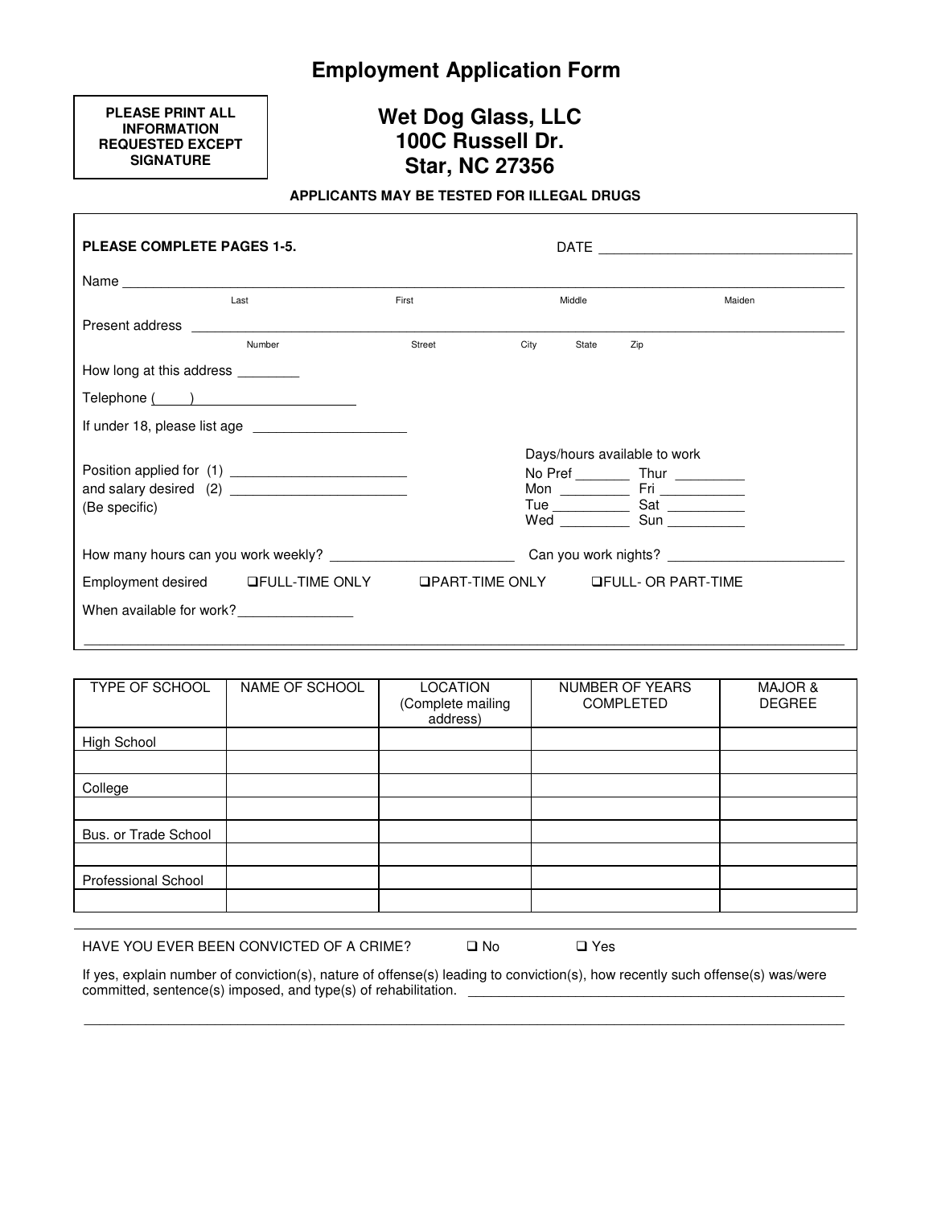# Employment Application Form

**PLEASE PRINT ALL INFORMATION REQUESTED EXCEPT SIGNATURE**

## Wet Dog Glass, LLC
## 100C Russell Dr.
## Star, NC 27356

**APPLICANTS MAY BE TESTED FOR ILLEGAL DRUGS**

**PLEASE COMPLETE PAGES 1-5.** DATE ______________________________

Name ______________________________________________________________________________
Last First Middle Maiden

Present address ______________________________________________________________________
Number Street City State Zip

How long at this address ________

Telephone (____) ____________________

If under 18, please list age ____________________

Position applied for (1) ______________________
and salary desired (2) ______________________
(Be specific)

Days/hours available to work
No Pref _______ Thur _________
Mon _________ Fri ___________
Tue __________ Sat __________
Wed _________ Sun __________

How many hours can you work weekly? ______________________ Can you work nights? ______________________

Employment desired ❑FULL-TIME ONLY ❑PART-TIME ONLY ❑FULL- OR PART-TIME

When available for work? _______________

______________________________________________________________________________

| TYPE OF SCHOOL | NAME OF SCHOOL | LOCATION (Complete mailing address) | NUMBER OF YEARS COMPLETED | MAJOR & DEGREE |
|---|---|---|---|---|
| High School | | | | |
| | | | | |
| College | | | | |
| | | | | |
| Bus. or Trade School | | | | |
| | | | | |
| Professional School | | | | |
| | | | | |

HAVE YOU EVER BEEN CONVICTED OF A CRIME? ❑ No ❑ Yes

If yes, explain number of conviction(s), nature of offense(s) leading to conviction(s), how recently such offense(s) was/were committed, sentence(s) imposed, and type(s) of rehabilitation. ______________________________________________

______________________________________________________________________________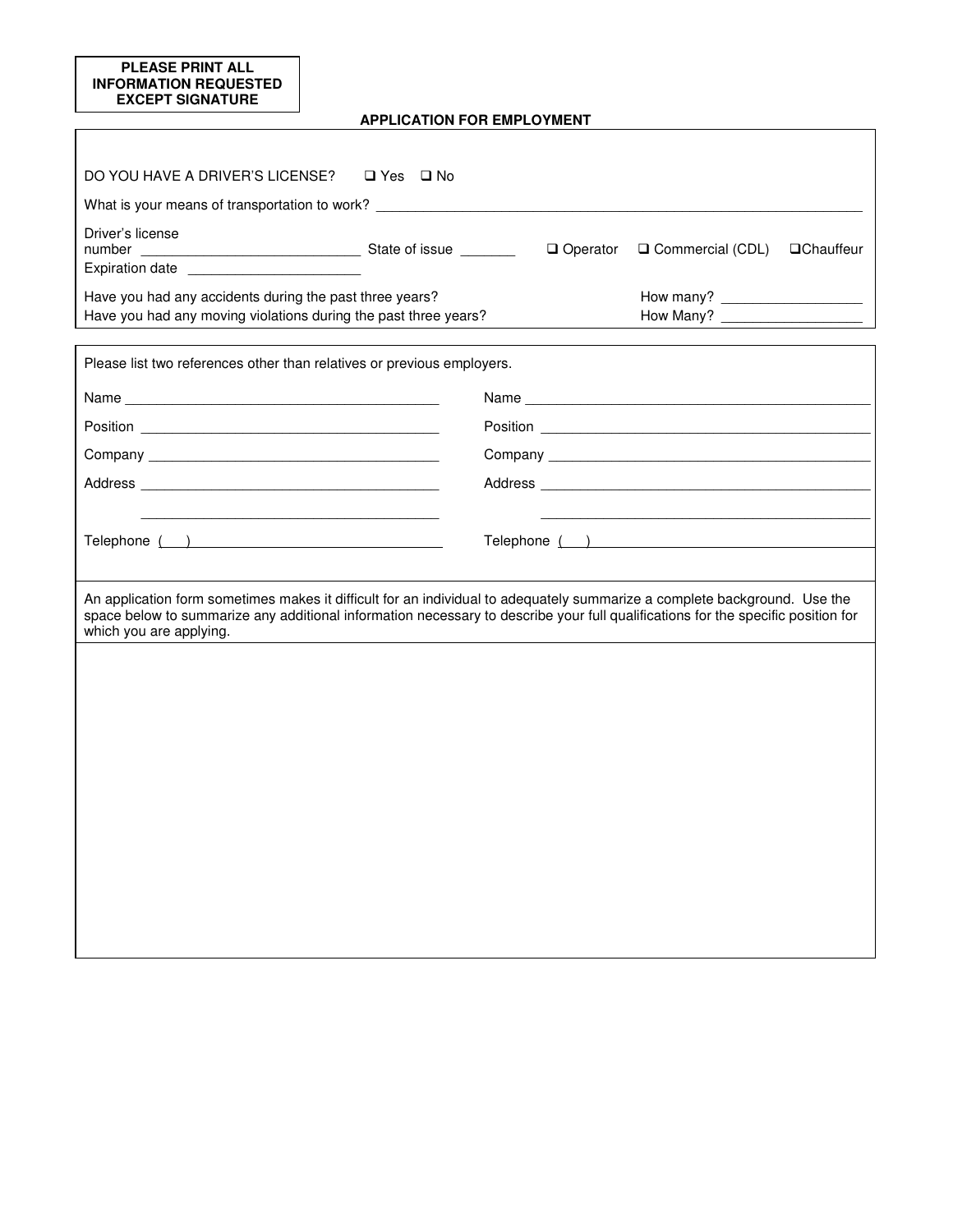**PLEASE PRINT ALL INFORMATION REQUESTED EXCEPT SIGNATURE**

**APPLICATION FOR EMPLOYMENT**

DO YOU HAVE A DRIVER'S LICENSE? ☐ Yes ☐ No

What is your means of transportation to work? ________________________________________________

Driver's license number ____________________________ State of issue _______ ☐ Operator ☐ Commercial (CDL) ☐ Chauffeur

Expiration date ______________________

Have you had any accidents during the past three years? How many? __________________

Have you had any moving violations during the past three years? How Many? __________________

Please list two references other than relatives or previous employers.

| | |
|---|---|
| Name ________________________________ | Name ________________________________ |
| Position ______________________________ | Position ______________________________ |
| Company _____________________________ | Company _____________________________ |
| Address ______________________________ | Address ______________________________ |
| ______________________________ | ______________________________ |
| Telephone ( ) ________________________ | Telephone ( ) ________________________ |

An application form sometimes makes it difficult for an individual to adequately summarize a complete background. Use the space below to summarize any additional information necessary to describe your full qualifications for the specific position for which you are applying.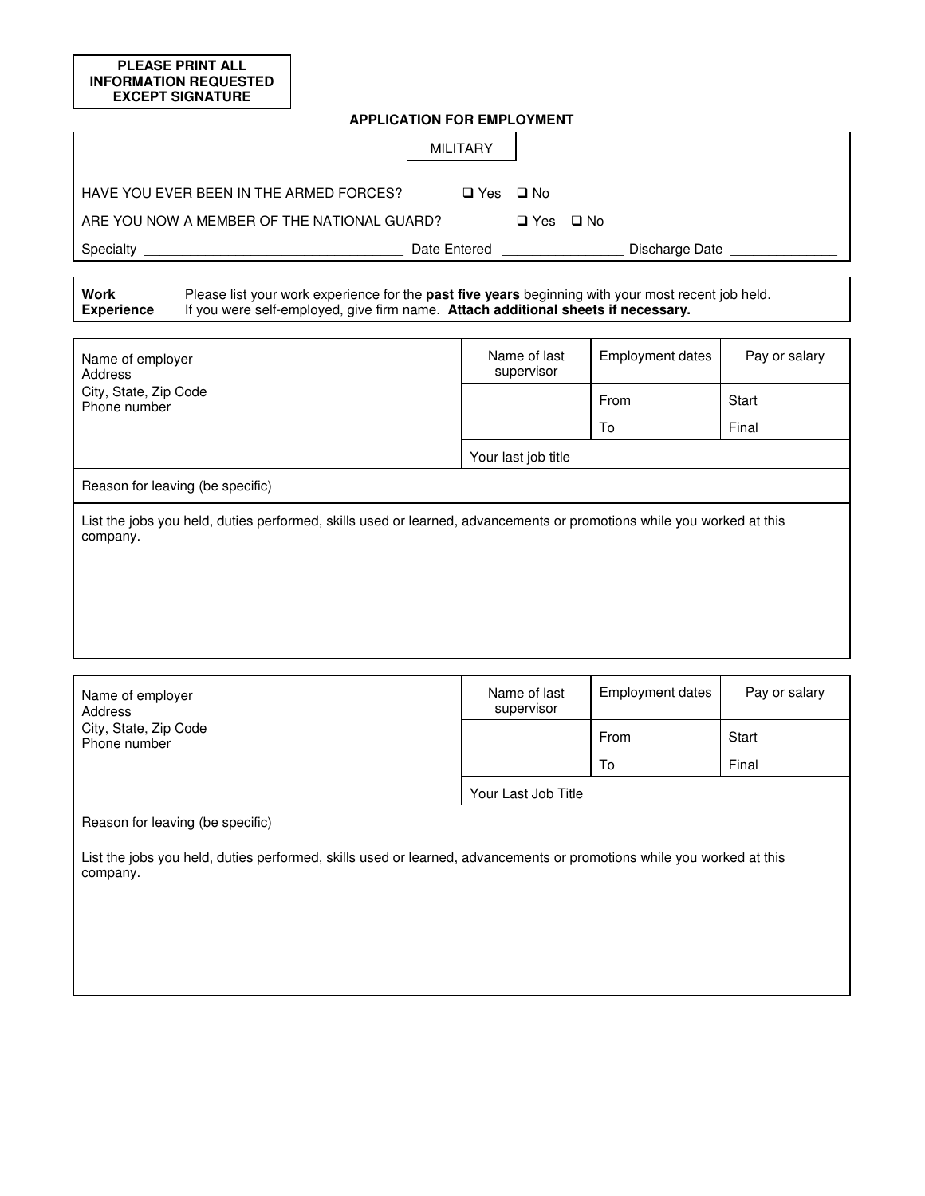**PLEASE PRINT ALL INFORMATION REQUESTED EXCEPT SIGNATURE**

**APPLICATION FOR EMPLOYMENT**

## MILITARY

HAVE YOU EVER BEEN IN THE ARMED FORCES? ☐ Yes ☐ No

ARE YOU NOW A MEMBER OF THE NATIONAL GUARD? ☐ Yes ☐ No

Specialty ______________________________ Date Entered ______________ Discharge Date ____________

**Work Experience** Please list your work experience for the **past five years** beginning with your most recent job held. If you were self-employed, give firm name. **Attach additional sheets if necessary.**

| Name of employer<br>Address<br>City, State, Zip Code<br>Phone number | Name of last supervisor | Employment dates | Pay or salary |
|---|---|---|---|
| | | From | Start |
| | | To | Final |
| | Your last job title | | |
| Reason for leaving (be specific) | | | |
| List the jobs you held, duties performed, skills used or learned, advancements or promotions while you worked at this company. | | | |

| Name of employer<br>Address<br>City, State, Zip Code<br>Phone number | Name of last supervisor | Employment dates | Pay or salary |
|---|---|---|---|
| | | From | Start |
| | | To | Final |
| | Your Last Job Title | | |
| Reason for leaving (be specific) | | | |
| List the jobs you held, duties performed, skills used or learned, advancements or promotions while you worked at this company. | | | |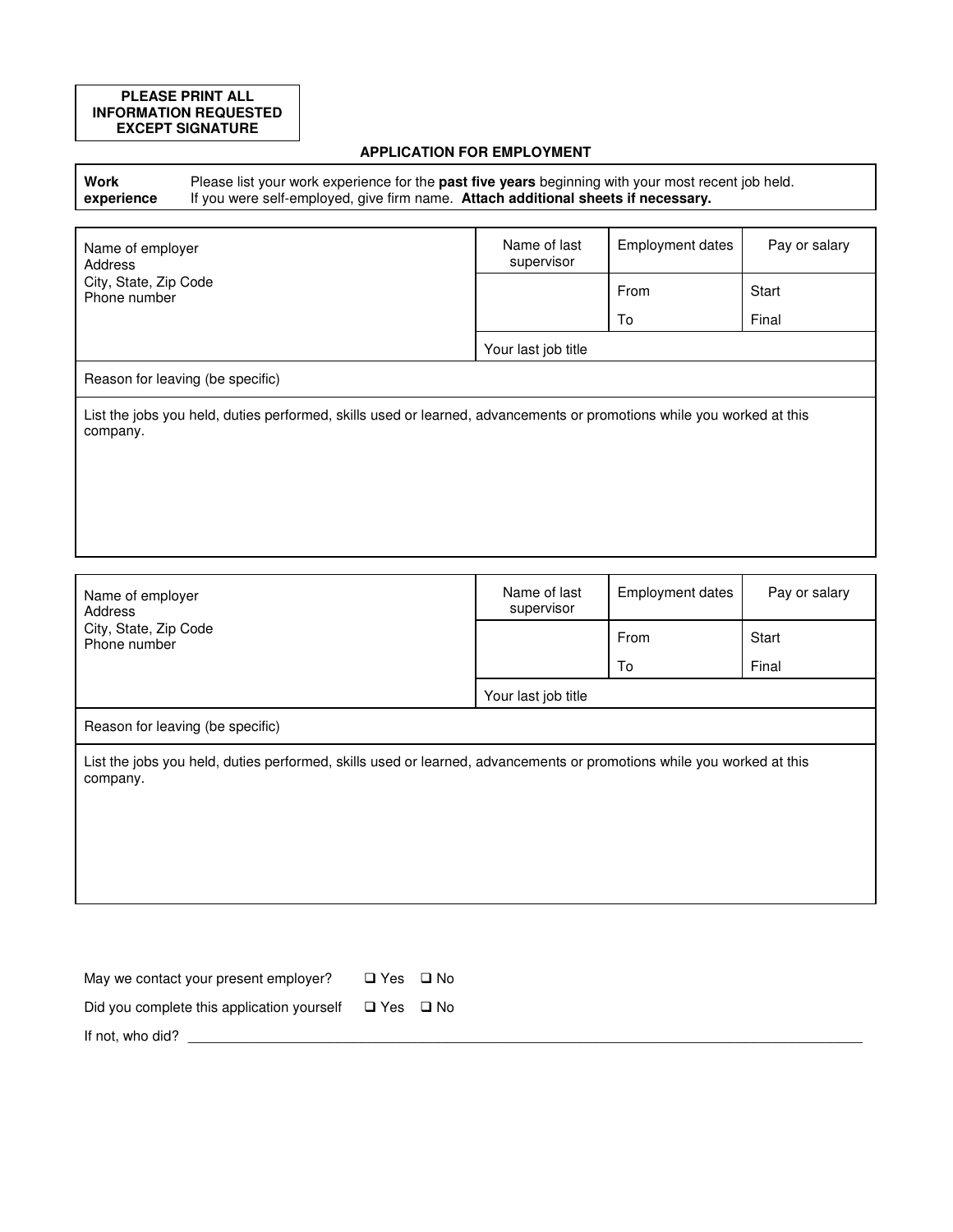**PLEASE PRINT ALL INFORMATION REQUESTED EXCEPT SIGNATURE**

### APPLICATION FOR EMPLOYMENT

**Work experience** — Please list your work experience for the **past five years** beginning with your most recent job held. If you were self-employed, give firm name. **Attach additional sheets if necessary.**

| Name of employer<br>Address<br>City, State, Zip Code<br>Phone number | Name of last supervisor | Employment dates | Pay or salary |
|---|---|---|---|
| | | From | Start |
| | | To | Final |
| | Your last job title | | |
| Reason for leaving (be specific) | | | |
| List the jobs you held, duties performed, skills used or learned, advancements or promotions while you worked at this company. | | | |

| Name of employer<br>Address<br>City, State, Zip Code<br>Phone number | Name of last supervisor | Employment dates | Pay or salary |
|---|---|---|---|
| | | From | Start |
| | | To | Final |
| | Your last job title | | |
| Reason for leaving (be specific) | | | |
| List the jobs you held, duties performed, skills used or learned, advancements or promotions while you worked at this company. | | | |

May we contact your present employer? ☐ Yes ☐ No

Did you complete this application yourself ☐ Yes ☐ No

If not, who did? ______________________________________________________________________________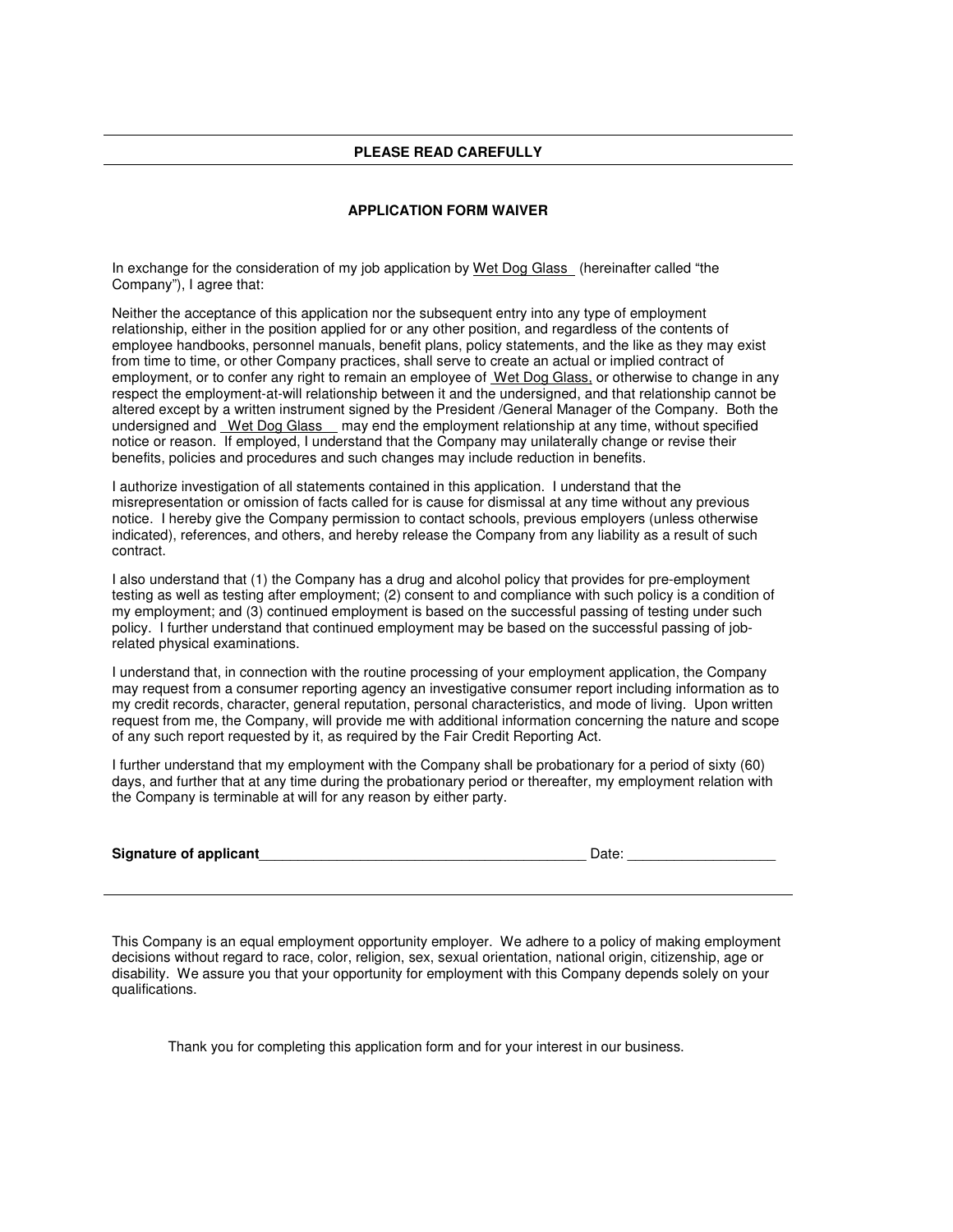**PLEASE READ CAREFULLY**

## APPLICATION FORM WAIVER

In exchange for the consideration of my job application by Wet Dog Glass (hereinafter called "the Company"), I agree that:

Neither the acceptance of this application nor the subsequent entry into any type of employment relationship, either in the position applied for or any other position, and regardless of the contents of employee handbooks, personnel manuals, benefit plans, policy statements, and the like as they may exist from time to time, or other Company practices, shall serve to create an actual or implied contract of employment, or to confer any right to remain an employee of Wet Dog Glass, or otherwise to change in any respect the employment-at-will relationship between it and the undersigned, and that relationship cannot be altered except by a written instrument signed by the President /General Manager of the Company. Both the undersigned and Wet Dog Glass may end the employment relationship at any time, without specified notice or reason. If employed, I understand that the Company may unilaterally change or revise their benefits, policies and procedures and such changes may include reduction in benefits.

I authorize investigation of all statements contained in this application. I understand that the misrepresentation or omission of facts called for is cause for dismissal at any time without any previous notice. I hereby give the Company permission to contact schools, previous employers (unless otherwise indicated), references, and others, and hereby release the Company from any liability as a result of such contract.

I also understand that (1) the Company has a drug and alcohol policy that provides for pre-employment testing as well as testing after employment; (2) consent to and compliance with such policy is a condition of my employment; and (3) continued employment is based on the successful passing of testing under such policy. I further understand that continued employment may be based on the successful passing of job-related physical examinations.

I understand that, in connection with the routine processing of your employment application, the Company may request from a consumer reporting agency an investigative consumer report including information as to my credit records, character, general reputation, personal characteristics, and mode of living. Upon written request from me, the Company, will provide me with additional information concerning the nature and scope of any such report requested by it, as required by the Fair Credit Reporting Act.

I further understand that my employment with the Company shall be probationary for a period of sixty (60) days, and further that at any time during the probationary period or thereafter, my employment relation with the Company is terminable at will for any reason by either party.

**Signature of applicant**__________________________________________ Date: ___________________

---

This Company is an equal employment opportunity employer. We adhere to a policy of making employment decisions without regard to race, color, religion, sex, sexual orientation, national origin, citizenship, age or disability. We assure you that your opportunity for employment with this Company depends solely on your qualifications.

Thank you for completing this application form and for your interest in our business.